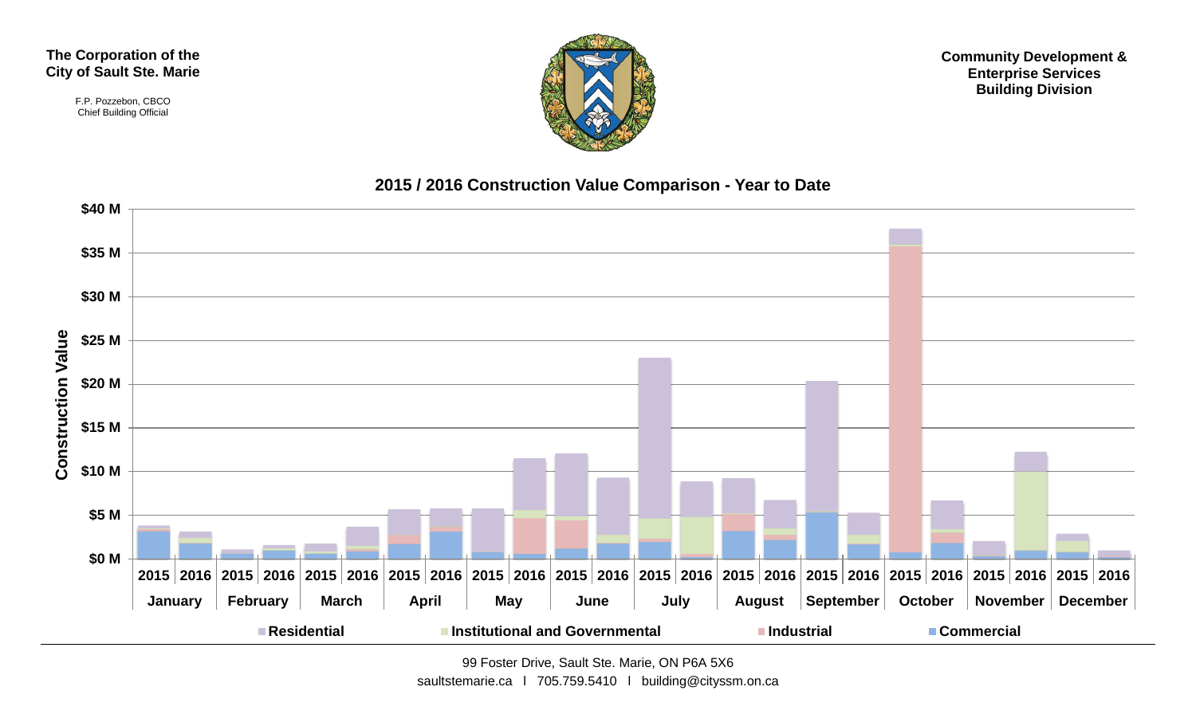**The Corporation of the City of Sault Ste. Marie**

F.P. Pozzebon, CBCO
Chief Building Official

**Community Development & Enterprise Services Building Division**

## 2015 / 2016 Construction Value Comparison - Year to Date

Construction Value: $0 M, $5 M, $10 M, $15 M, $20 M, $25 M, $30 M, $35 M, $40 M

| | January | | February | | March | | April | | May | | June | | July | | August | | September | | October | | November | | December | |
|---|---|---|---|---|---|---|---|---|---|---|---|---|---|---|---|---|---|---|---|---|---|---|---|---|
| | 2015 | 2016 | 2015 | 2016 | 2015 | 2016 | 2015 | 2016 | 2015 | 2016 | 2015 | 2016 | 2015 | 2016 | 2015 | 2016 | 2015 | 2016 | 2015 | 2016 | 2015 | 2016 | 2015 | 2016 |

Legend: Residential, Institutional and Governmental, Industrial, Commercial

99 Foster Drive, Sault Ste. Marie, ON P6A 5X6
saultstemarie.ca l 705.759.5410 l building@cityssm.on.ca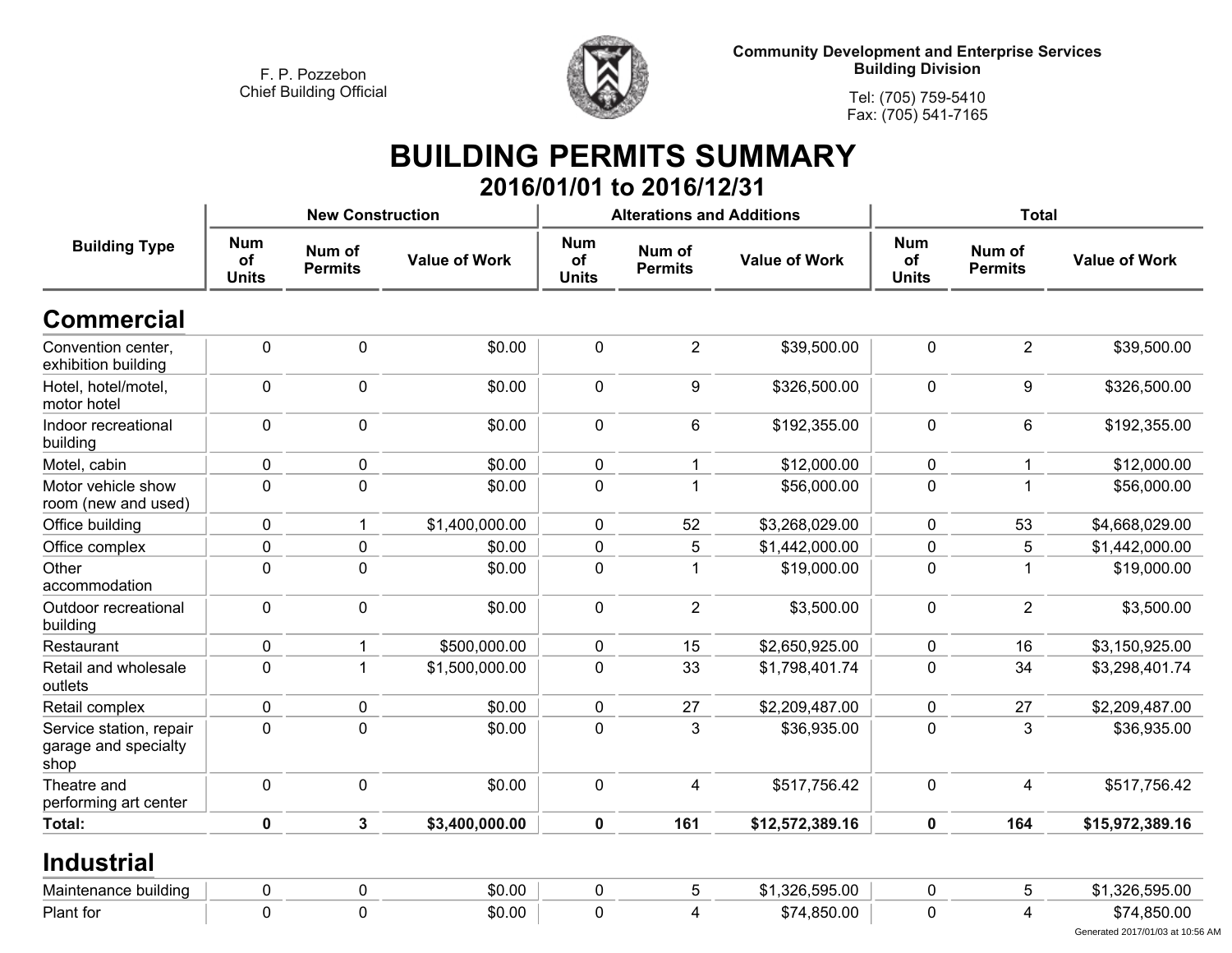F. P. Pozzebon
Chief Building Official

Community Development and Enterprise Services
Building Division

Tel: (705) 759-5410
Fax: (705) 541-7165

# BUILDING PERMITS SUMMARY

## 2016/01/01 to 2016/12/31

| Building Type | New Construction | | | Alterations and Additions | | | Total | | |
|---|---|---|---|---|---|---|---|---|---|
| | Num of Units | Num of Permits | Value of Work | Num of Units | Num of Permits | Value of Work | Num of Units | Num of Permits | Value of Work |
| **Commercial** | | | | | | | | | |
| Convention center, exhibition building | 0 | 0 | $0.00 | 0 | 2 | $39,500.00 | 0 | 2 | $39,500.00 |
| Hotel, hotel/motel, motor hotel | 0 | 0 | $0.00 | 0 | 9 | $326,500.00 | 0 | 9 | $326,500.00 |
| Indoor recreational building | 0 | 0 | $0.00 | 0 | 6 | $192,355.00 | 0 | 6 | $192,355.00 |
| Motel, cabin | 0 | 0 | $0.00 | 0 | 1 | $12,000.00 | 0 | 1 | $12,000.00 |
| Motor vehicle show room (new and used) | 0 | 0 | $0.00 | 0 | 1 | $56,000.00 | 0 | 1 | $56,000.00 |
| Office building | 0 | 1 | $1,400,000.00 | 0 | 52 | $3,268,029.00 | 0 | 53 | $4,668,029.00 |
| Office complex | 0 | 0 | $0.00 | 0 | 5 | $1,442,000.00 | 0 | 5 | $1,442,000.00 |
| Other accommodation | 0 | 0 | $0.00 | 0 | 1 | $19,000.00 | 0 | 1 | $19,000.00 |
| Outdoor recreational building | 0 | 0 | $0.00 | 0 | 2 | $3,500.00 | 0 | 2 | $3,500.00 |
| Restaurant | 0 | 1 | $500,000.00 | 0 | 15 | $2,650,925.00 | 0 | 16 | $3,150,925.00 |
| Retail and wholesale outlets | 0 | 1 | $1,500,000.00 | 0 | 33 | $1,798,401.74 | 0 | 34 | $3,298,401.74 |
| Retail complex | 0 | 0 | $0.00 | 0 | 27 | $2,209,487.00 | 0 | 27 | $2,209,487.00 |
| Service station, repair garage and specialty shop | 0 | 0 | $0.00 | 0 | 3 | $36,935.00 | 0 | 3 | $36,935.00 |
| Theatre and performing art center | 0 | 0 | $0.00 | 0 | 4 | $517,756.42 | 0 | 4 | $517,756.42 |
| **Total:** | **0** | **3** | **$3,400,000.00** | **0** | **161** | **$12,572,389.16** | **0** | **164** | **$15,972,389.16** |
| **Industrial** | | | | | | | | | |
| Maintenance building | 0 | 0 | $0.00 | 0 | 5 | $1,326,595.00 | 0 | 5 | $1,326,595.00 |
| Plant for | 0 | 0 | $0.00 | 0 | 4 | $74,850.00 | 0 | 4 | $74,850.00 |

Generated 2017/01/03 at 10:56 AM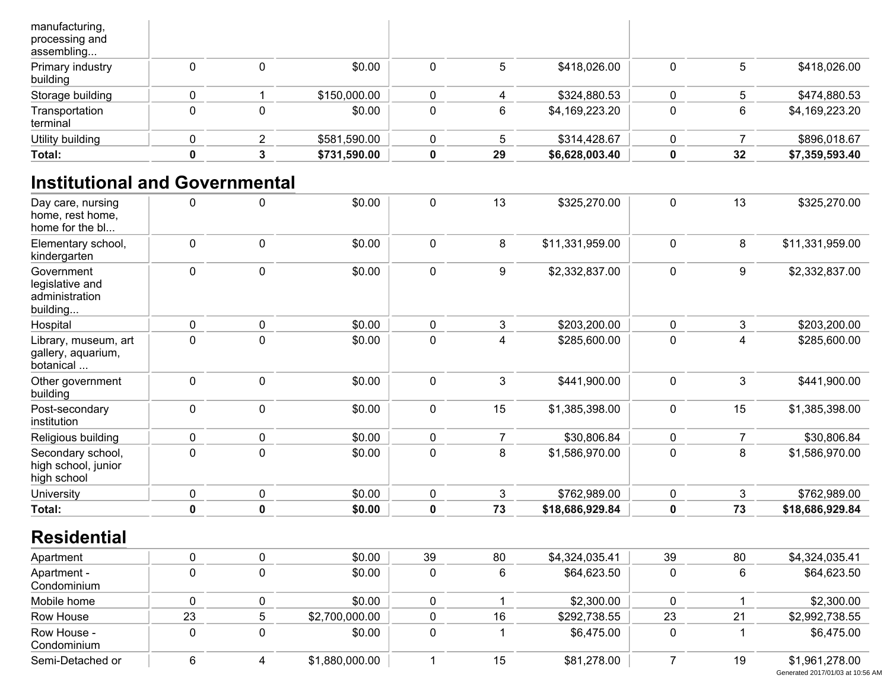| | | | | | | | | | |
|---|---|---|---|---|---|---|---|---|---|
| manufacturing, processing and assembling... | | | | | | | | | |
| Primary industry building | 0 | 0 | $0.00 | 0 | 5 | $418,026.00 | 0 | 5 | $418,026.00 |
| Storage building | 0 | 1 | $150,000.00 | 0 | 4 | $324,880.53 | 0 | 5 | $474,880.53 |
| Transportation terminal | 0 | 0 | $0.00 | 0 | 6 | $4,169,223.20 | 0 | 6 | $4,169,223.20 |
| Utility building | 0 | 2 | $581,590.00 | 0 | 5 | $314,428.67 | 0 | 7 | $896,018.67 |
| **Total:** | **0** | **3** | **$731,590.00** | **0** | **29** | **$6,628,003.40** | **0** | **32** | **$7,359,593.40** |

## Institutional and Governmental

| | | | | | | | | | |
|---|---|---|---|---|---|---|---|---|---|
| Day care, nursing home, rest home, home for the bl... | 0 | 0 | $0.00 | 0 | 13 | $325,270.00 | 0 | 13 | $325,270.00 |
| Elementary school, kindergarten | 0 | 0 | $0.00 | 0 | 8 | $11,331,959.00 | 0 | 8 | $11,331,959.00 |
| Government legislative and administration building... | 0 | 0 | $0.00 | 0 | 9 | $2,332,837.00 | 0 | 9 | $2,332,837.00 |
| Hospital | 0 | 0 | $0.00 | 0 | 3 | $203,200.00 | 0 | 3 | $203,200.00 |
| Library, museum, art gallery, aquarium, botanical ... | 0 | 0 | $0.00 | 0 | 4 | $285,600.00 | 0 | 4 | $285,600.00 |
| Other government building | 0 | 0 | $0.00 | 0 | 3 | $441,900.00 | 0 | 3 | $441,900.00 |
| Post-secondary institution | 0 | 0 | $0.00 | 0 | 15 | $1,385,398.00 | 0 | 15 | $1,385,398.00 |
| Religious building | 0 | 0 | $0.00 | 0 | 7 | $30,806.84 | 0 | 7 | $30,806.84 |
| Secondary school, high school, junior high school | 0 | 0 | $0.00 | 0 | 8 | $1,586,970.00 | 0 | 8 | $1,586,970.00 |
| University | 0 | 0 | $0.00 | 0 | 3 | $762,989.00 | 0 | 3 | $762,989.00 |
| **Total:** | **0** | **0** | **$0.00** | **0** | **73** | **$18,686,929.84** | **0** | **73** | **$18,686,929.84** |

## Residential

| | | | | | | | | | |
|---|---|---|---|---|---|---|---|---|---|
| Apartment | 0 | 0 | $0.00 | 39 | 80 | $4,324,035.41 | 39 | 80 | $4,324,035.41 |
| Apartment - Condominium | 0 | 0 | $0.00 | 0 | 6 | $64,623.50 | 0 | 6 | $64,623.50 |
| Mobile home | 0 | 0 | $0.00 | 0 | 1 | $2,300.00 | 0 | 1 | $2,300.00 |
| Row House | 23 | 5 | $2,700,000.00 | 0 | 16 | $292,738.55 | 23 | 21 | $2,992,738.55 |
| Row House - Condominium | 0 | 0 | $0.00 | 0 | 1 | $6,475.00 | 0 | 1 | $6,475.00 |
| Semi-Detached or | 6 | 4 | $1,880,000.00 | 1 | 15 | $81,278.00 | 7 | 19 | $1,961,278.00 |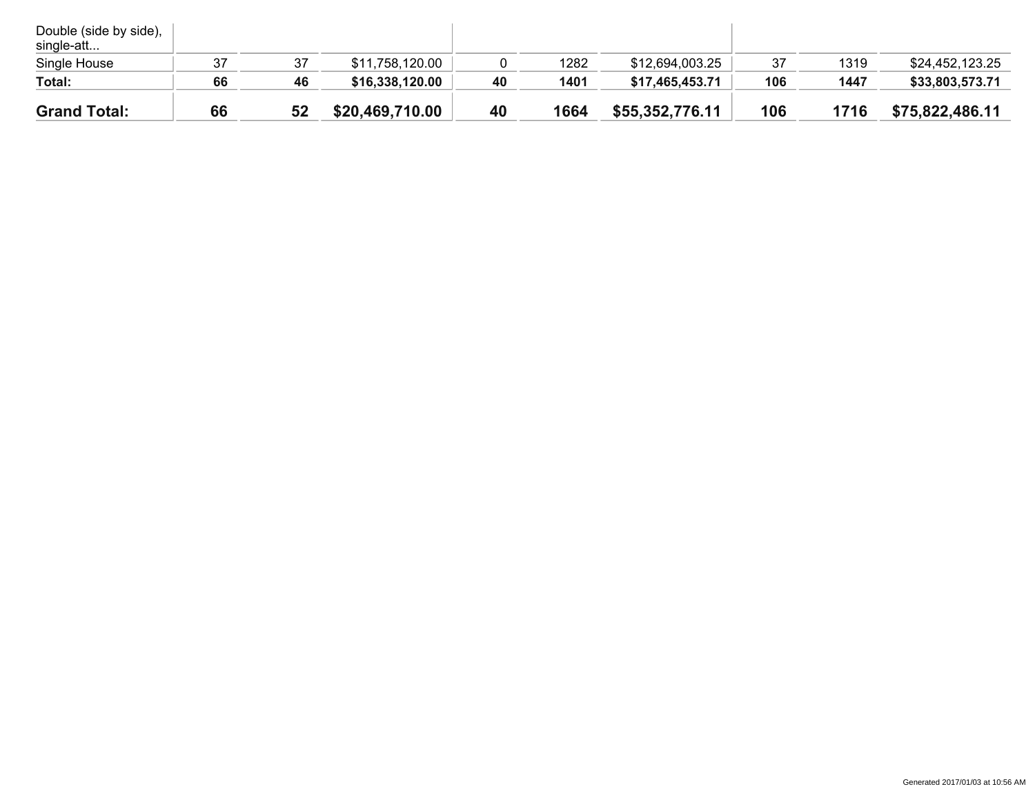| | | | | | | | | | |
|---|---|---|---|---|---|---|---|---|---|
| Double (side by side), single-att... | | | | | | | | | |
| Single House | 37 | 37 | $11,758,120.00 | 0 | 1282 | $12,694,003.25 | 37 | 1319 | $24,452,123.25 |
| **Total:** | **66** | **46** | **$16,338,120.00** | **40** | **1401** | **$17,465,453.71** | **106** | **1447** | **$33,803,573.71** |
| **Grand Total:** | **66** | **52** | **$20,469,710.00** | **40** | **1664** | **$55,352,776.11** | **106** | **1716** | **$75,822,486.11** |

Generated 2017/01/03 at 10:56 AM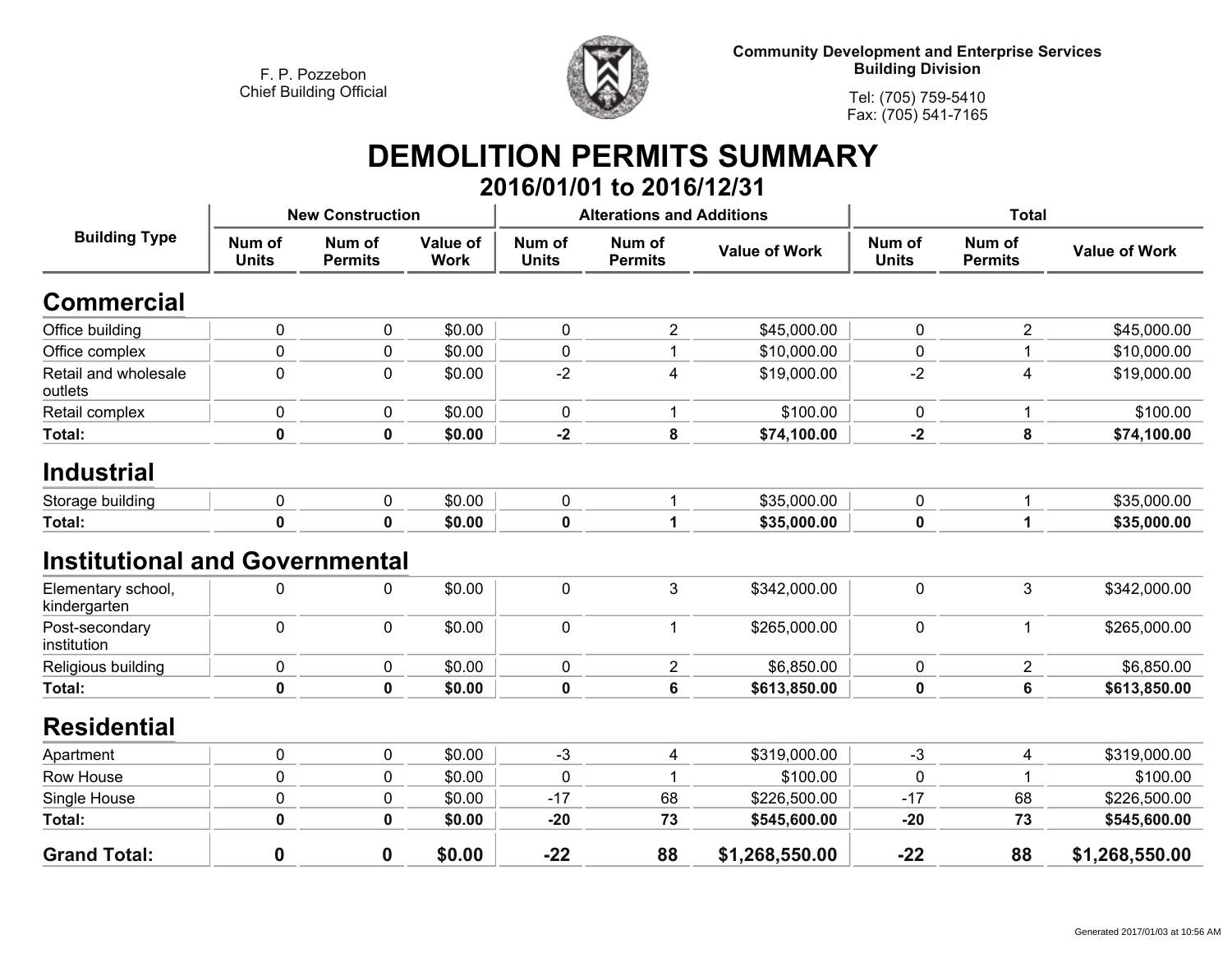F. P. Pozzebon
Chief Building Official

**Community Development and Enterprise Services**
**Building Division**

Tel: (705) 759-5410
Fax: (705) 541-7165

# DEMOLITION PERMITS SUMMARY

## 2016/01/01 to 2016/12/31

| Building Type | New Construction | | | Alterations and Additions | | | Total | | |
|---|---|---|---|---|---|---|---|---|---|
| | Num of Units | Num of Permits | Value of Work | Num of Units | Num of Permits | Value of Work | Num of Units | Num of Permits | Value of Work |
| **Commercial** | | | | | | | | | |
| Office building | 0 | 0 | $0.00 | 0 | 2 | $45,000.00 | 0 | 2 | $45,000.00 |
| Office complex | 0 | 0 | $0.00 | 0 | 1 | $10,000.00 | 0 | 1 | $10,000.00 |
| Retail and wholesale outlets | 0 | 0 | $0.00 | -2 | 4 | $19,000.00 | -2 | 4 | $19,000.00 |
| Retail complex | 0 | 0 | $0.00 | 0 | 1 | $100.00 | 0 | 1 | $100.00 |
| **Total:** | **0** | **0** | **$0.00** | **-2** | **8** | **$74,100.00** | **-2** | **8** | **$74,100.00** |
| **Industrial** | | | | | | | | | |
| Storage building | 0 | 0 | $0.00 | 0 | 1 | $35,000.00 | 0 | 1 | $35,000.00 |
| **Total:** | **0** | **0** | **$0.00** | **0** | **1** | **$35,000.00** | **0** | **1** | **$35,000.00** |
| **Institutional and Governmental** | | | | | | | | | |
| Elementary school, kindergarten | 0 | 0 | $0.00 | 0 | 3 | $342,000.00 | 0 | 3 | $342,000.00 |
| Post-secondary institution | 0 | 0 | $0.00 | 0 | 1 | $265,000.00 | 0 | 1 | $265,000.00 |
| Religious building | 0 | 0 | $0.00 | 0 | 2 | $6,850.00 | 0 | 2 | $6,850.00 |
| **Total:** | **0** | **0** | **$0.00** | **0** | **6** | **$613,850.00** | **0** | **6** | **$613,850.00** |
| **Residential** | | | | | | | | | |
| Apartment | 0 | 0 | $0.00 | -3 | 4 | $319,000.00 | -3 | 4 | $319,000.00 |
| Row House | 0 | 0 | $0.00 | 0 | 1 | $100.00 | 0 | 1 | $100.00 |
| Single House | 0 | 0 | $0.00 | -17 | 68 | $226,500.00 | -17 | 68 | $226,500.00 |
| **Total:** | **0** | **0** | **$0.00** | **-20** | **73** | **$545,600.00** | **-20** | **73** | **$545,600.00** |
| **Grand Total:** | **0** | **0** | **$0.00** | **-22** | **88** | **$1,268,550.00** | **-22** | **88** | **$1,268,550.00** |

Generated 2017/01/03 at 10:56 AM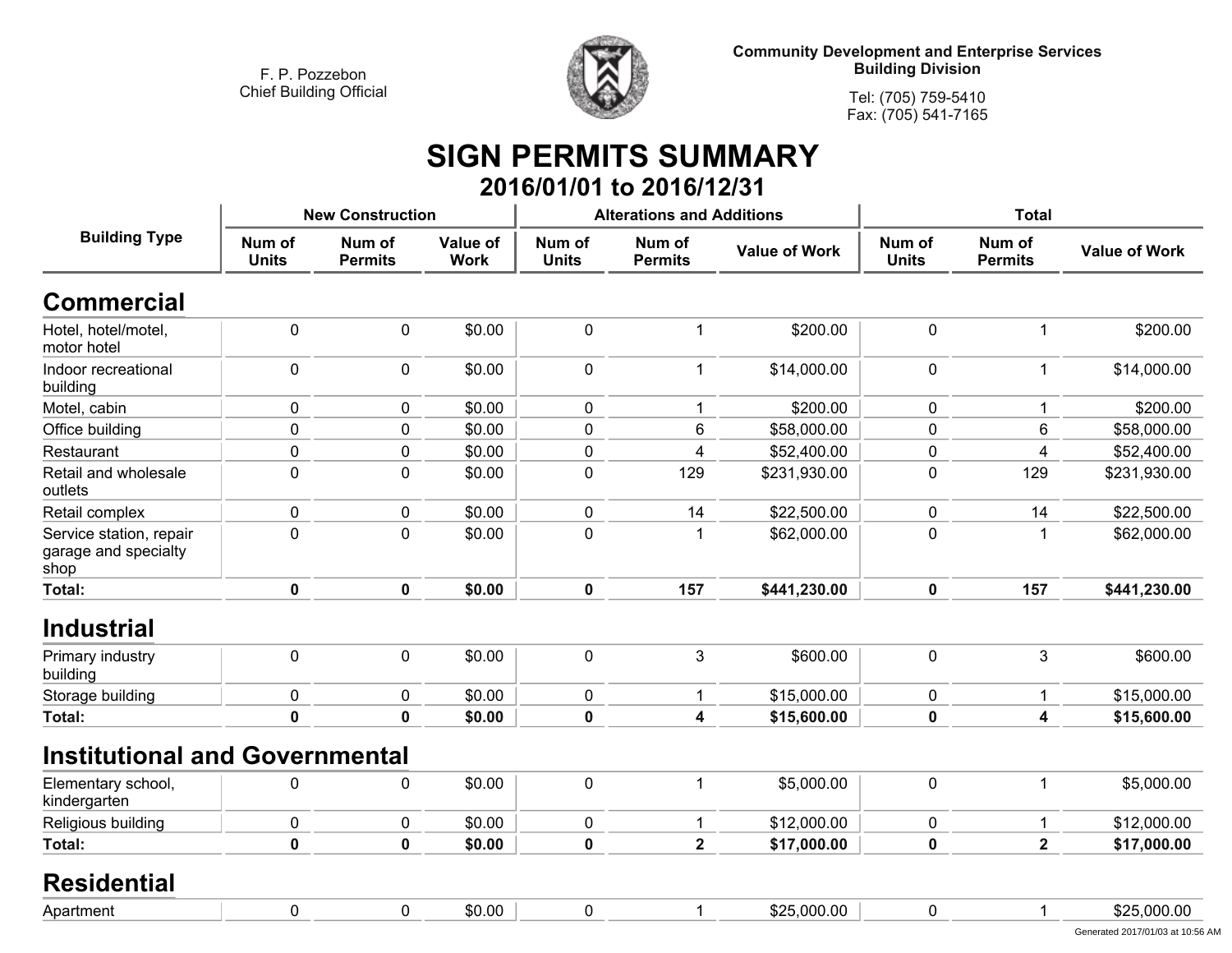F. P. Pozzebon
Chief Building Official

**Community Development and Enterprise Services**
**Building Division**

Tel: (705) 759-5410
Fax: (705) 541-7165

# SIGN PERMITS SUMMARY
## 2016/01/01 to 2016/12/31

| Building Type | New Construction | | | Alterations and Additions | | | Total | | |
|---|---|---|---|---|---|---|---|---|---|
| | Num of Units | Num of Permits | Value of Work | Num of Units | Num of Permits | Value of Work | Num of Units | Num of Permits | Value of Work |
| **Commercial** | | | | | | | | | |
| Hotel, hotel/motel, motor hotel | 0 | 0 | $0.00 | 0 | 1 | $200.00 | 0 | 1 | $200.00 |
| Indoor recreational building | 0 | 0 | $0.00 | 0 | 1 | $14,000.00 | 0 | 1 | $14,000.00 |
| Motel, cabin | 0 | 0 | $0.00 | 0 | 1 | $200.00 | 0 | 1 | $200.00 |
| Office building | 0 | 0 | $0.00 | 0 | 6 | $58,000.00 | 0 | 6 | $58,000.00 |
| Restaurant | 0 | 0 | $0.00 | 0 | 4 | $52,400.00 | 0 | 4 | $52,400.00 |
| Retail and wholesale outlets | 0 | 0 | $0.00 | 0 | 129 | $231,930.00 | 0 | 129 | $231,930.00 |
| Retail complex | 0 | 0 | $0.00 | 0 | 14 | $22,500.00 | 0 | 14 | $22,500.00 |
| Service station, repair garage and specialty shop | 0 | 0 | $0.00 | 0 | 1 | $62,000.00 | 0 | 1 | $62,000.00 |
| **Total:** | **0** | **0** | **$0.00** | **0** | **157** | **$441,230.00** | **0** | **157** | **$441,230.00** |
| **Industrial** | | | | | | | | | |
| Primary industry building | 0 | 0 | $0.00 | 0 | 3 | $600.00 | 0 | 3 | $600.00 |
| Storage building | 0 | 0 | $0.00 | 0 | 1 | $15,000.00 | 0 | 1 | $15,000.00 |
| **Total:** | **0** | **0** | **$0.00** | **0** | **4** | **$15,600.00** | **0** | **4** | **$15,600.00** |
| **Institutional and Governmental** | | | | | | | | | |
| Elementary school, kindergarten | 0 | 0 | $0.00 | 0 | 1 | $5,000.00 | 0 | 1 | $5,000.00 |
| Religious building | 0 | 0 | $0.00 | 0 | 1 | $12,000.00 | 0 | 1 | $12,000.00 |
| **Total:** | **0** | **0** | **$0.00** | **0** | **2** | **$17,000.00** | **0** | **2** | **$17,000.00** |
| **Residential** | | | | | | | | | |
| Apartment | 0 | 0 | $0.00 | 0 | 1 | $25,000.00 | 0 | 1 | $25,000.00 |

Generated 2017/01/03 at 10:56 AM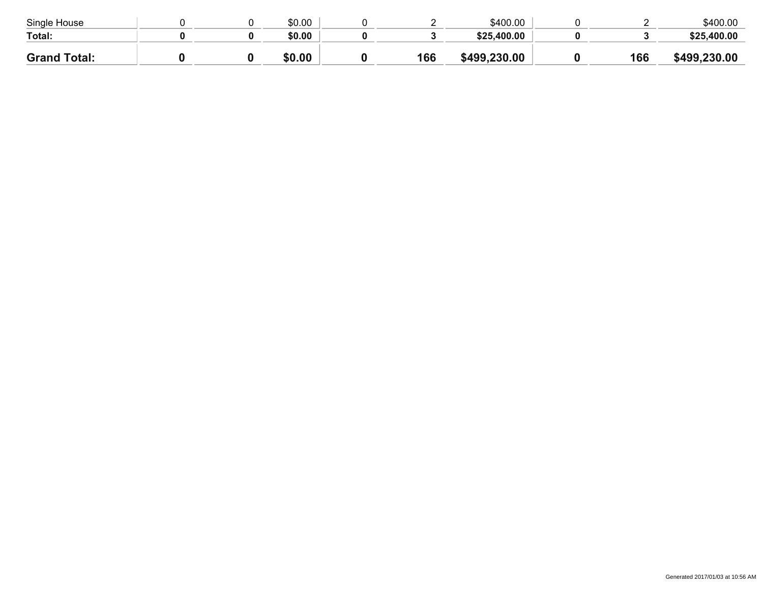| | | | | | | | | | |
|---|---|---|---|---|---|---|---|---|---|
| Single House | 0 | 0 | $0.00 | 0 | 2 | $400.00 | 0 | 2 | $400.00 |
| **Total:** | **0** | **0** | **$0.00** | **0** | **3** | **$25,400.00** | **0** | **3** | **$25,400.00** |
| **Grand Total:** | **0** | **0** | **$0.00** | **0** | **166** | **$499,230.00** | **0** | **166** | **$499,230.00** |

Generated 2017/01/03 at 10:56 AM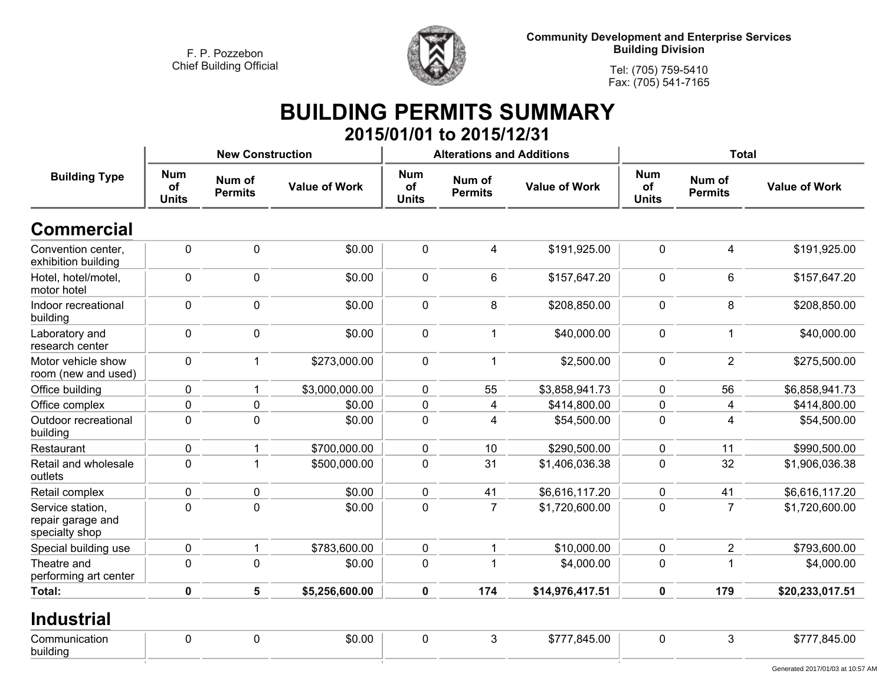F. P. Pozzebon
Chief Building Official

**Community Development and Enterprise Services**
**Building Division**

Tel: (705) 759-5410
Fax: (705) 541-7165

# BUILDING PERMITS SUMMARY

## 2015/01/01 to 2015/12/31

| Building Type | New Construction | | | Alterations and Additions | | | Total | | |
|---|---|---|---|---|---|---|---|---|---|
| | Num of Units | Num of Permits | Value of Work | Num of Units | Num of Permits | Value of Work | Num of Units | Num of Permits | Value of Work |
| **Commercial** | | | | | | | | | |
| Convention center, exhibition building | 0 | 0 | $0.00 | 0 | 4 | $191,925.00 | 0 | 4 | $191,925.00 |
| Hotel, hotel/motel, motor hotel | 0 | 0 | $0.00 | 0 | 6 | $157,647.20 | 0 | 6 | $157,647.20 |
| Indoor recreational building | 0 | 0 | $0.00 | 0 | 8 | $208,850.00 | 0 | 8 | $208,850.00 |
| Laboratory and research center | 0 | 0 | $0.00 | 0 | 1 | $40,000.00 | 0 | 1 | $40,000.00 |
| Motor vehicle show room (new and used) | 0 | 1 | $273,000.00 | 0 | 1 | $2,500.00 | 0 | 2 | $275,500.00 |
| Office building | 0 | 1 | $3,000,000.00 | 0 | 55 | $3,858,941.73 | 0 | 56 | $6,858,941.73 |
| Office complex | 0 | 0 | $0.00 | 0 | 4 | $414,800.00 | 0 | 4 | $414,800.00 |
| Outdoor recreational building | 0 | 0 | $0.00 | 0 | 4 | $54,500.00 | 0 | 4 | $54,500.00 |
| Restaurant | 0 | 1 | $700,000.00 | 0 | 10 | $290,500.00 | 0 | 11 | $990,500.00 |
| Retail and wholesale outlets | 0 | 1 | $500,000.00 | 0 | 31 | $1,406,036.38 | 0 | 32 | $1,906,036.38 |
| Retail complex | 0 | 0 | $0.00 | 0 | 41 | $6,616,117.20 | 0 | 41 | $6,616,117.20 |
| Service station, repair garage and specialty shop | 0 | 0 | $0.00 | 0 | 7 | $1,720,600.00 | 0 | 7 | $1,720,600.00 |
| Special building use | 0 | 1 | $783,600.00 | 0 | 1 | $10,000.00 | 0 | 2 | $793,600.00 |
| Theatre and performing art center | 0 | 0 | $0.00 | 0 | 1 | $4,000.00 | 0 | 1 | $4,000.00 |
| **Total:** | **0** | **5** | **$5,256,600.00** | **0** | **174** | **$14,976,417.51** | **0** | **179** | **$20,233,017.51** |
| **Industrial** | | | | | | | | | |
| Communication building | 0 | 0 | $0.00 | 0 | 3 | $777,845.00 | 0 | 3 | $777,845.00 |

Generated 2017/01/03 at 10:57 AM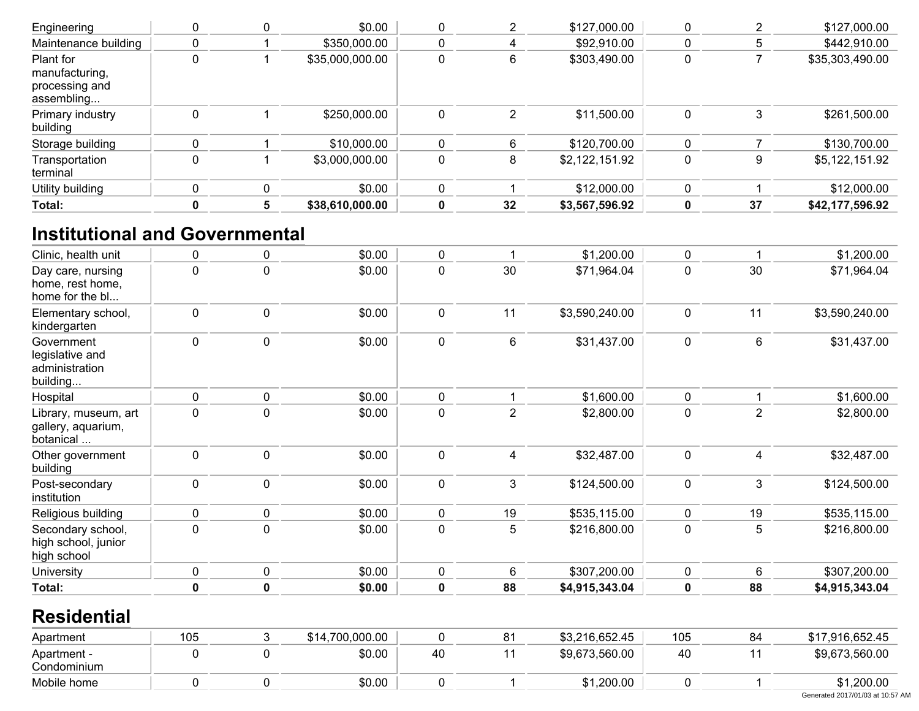| | | | | | | | | | |
|---|---|---|---|---|---|---|---|---|---|
| Engineering | 0 | 0 | $0.00 | 0 | 2 | $127,000.00 | 0 | 2 | $127,000.00 |
| Maintenance building | 0 | 1 | $350,000.00 | 0 | 4 | $92,910.00 | 0 | 5 | $442,910.00 |
| Plant for manufacturing, processing and assembling... | 0 | 1 | $35,000,000.00 | 0 | 6 | $303,490.00 | 0 | 7 | $35,303,490.00 |
| Primary industry building | 0 | 1 | $250,000.00 | 0 | 2 | $11,500.00 | 0 | 3 | $261,500.00 |
| Storage building | 0 | 1 | $10,000.00 | 0 | 6 | $120,700.00 | 0 | 7 | $130,700.00 |
| Transportation terminal | 0 | 1 | $3,000,000.00 | 0 | 8 | $2,122,151.92 | 0 | 9 | $5,122,151.92 |
| Utility building | 0 | 0 | $0.00 | 0 | 1 | $12,000.00 | 0 | 1 | $12,000.00 |
| **Total:** | **0** | **5** | **$38,610,000.00** | **0** | **32** | **$3,567,596.92** | **0** | **37** | **$42,177,596.92** |

## Institutional and Governmental

| | | | | | | | | | |
|---|---|---|---|---|---|---|---|---|---|
| Clinic, health unit | 0 | 0 | $0.00 | 0 | 1 | $1,200.00 | 0 | 1 | $1,200.00 |
| Day care, nursing home, rest home, home for the bl... | 0 | 0 | $0.00 | 0 | 30 | $71,964.04 | 0 | 30 | $71,964.04 |
| Elementary school, kindergarten | 0 | 0 | $0.00 | 0 | 11 | $3,590,240.00 | 0 | 11 | $3,590,240.00 |
| Government legislative and administration building... | 0 | 0 | $0.00 | 0 | 6 | $31,437.00 | 0 | 6 | $31,437.00 |
| Hospital | 0 | 0 | $0.00 | 0 | 1 | $1,600.00 | 0 | 1 | $1,600.00 |
| Library, museum, art gallery, aquarium, botanical ... | 0 | 0 | $0.00 | 0 | 2 | $2,800.00 | 0 | 2 | $2,800.00 |
| Other government building | 0 | 0 | $0.00 | 0 | 4 | $32,487.00 | 0 | 4 | $32,487.00 |
| Post-secondary institution | 0 | 0 | $0.00 | 0 | 3 | $124,500.00 | 0 | 3 | $124,500.00 |
| Religious building | 0 | 0 | $0.00 | 0 | 19 | $535,115.00 | 0 | 19 | $535,115.00 |
| Secondary school, high school, junior high school | 0 | 0 | $0.00 | 0 | 5 | $216,800.00 | 0 | 5 | $216,800.00 |
| University | 0 | 0 | $0.00 | 0 | 6 | $307,200.00 | 0 | 6 | $307,200.00 |
| **Total:** | **0** | **0** | **$0.00** | **0** | **88** | **$4,915,343.04** | **0** | **88** | **$4,915,343.04** |

## Residential

| | | | | | | | | | |
|---|---|---|---|---|---|---|---|---|---|
| Apartment | 105 | 3 | $14,700,000.00 | 0 | 81 | $3,216,652.45 | 105 | 84 | $17,916,652.45 |
| Apartment - Condominium | 0 | 0 | $0.00 | 40 | 11 | $9,673,560.00 | 40 | 11 | $9,673,560.00 |
| Mobile home | 0 | 0 | $0.00 | 0 | 1 | $1,200.00 | 0 | 1 | $1,200.00 |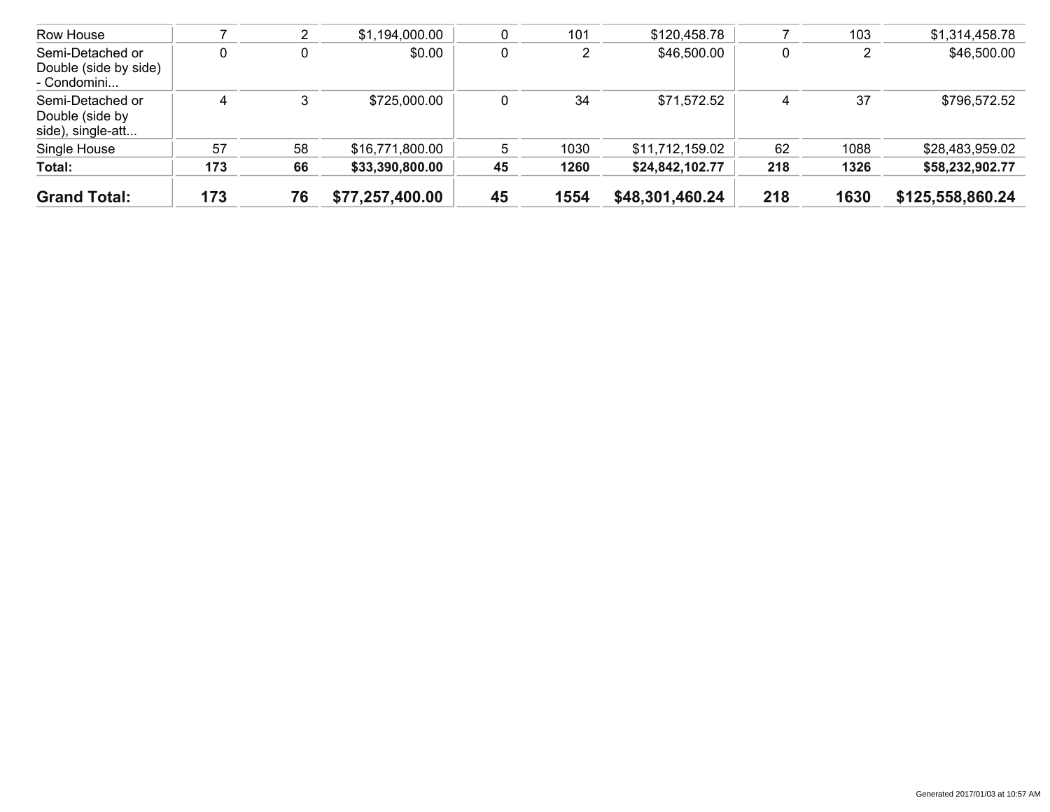| | | | | | | | | | |
|---|---|---|---|---|---|---|---|---|---|
| Row House | 7 | 2 | $1,194,000.00 | 0 | 101 | $120,458.78 | 7 | 103 | $1,314,458.78 |
| Semi-Detached or Double (side by side) - Condomini... | 0 | 0 | $0.00 | 0 | 2 | $46,500.00 | 0 | 2 | $46,500.00 |
| Semi-Detached or Double (side by side), single-att... | 4 | 3 | $725,000.00 | 0 | 34 | $71,572.52 | 4 | 37 | $796,572.52 |
| Single House | 57 | 58 | $16,771,800.00 | 5 | 1030 | $11,712,159.02 | 62 | 1088 | $28,483,959.02 |
| **Total:** | **173** | **66** | **$33,390,800.00** | **45** | **1260** | **$24,842,102.77** | **218** | **1326** | **$58,232,902.77** |
| **Grand Total:** | **173** | **76** | **$77,257,400.00** | **45** | **1554** | **$48,301,460.24** | **218** | **1630** | **$125,558,860.24** |

Generated 2017/01/03 at 10:57 AM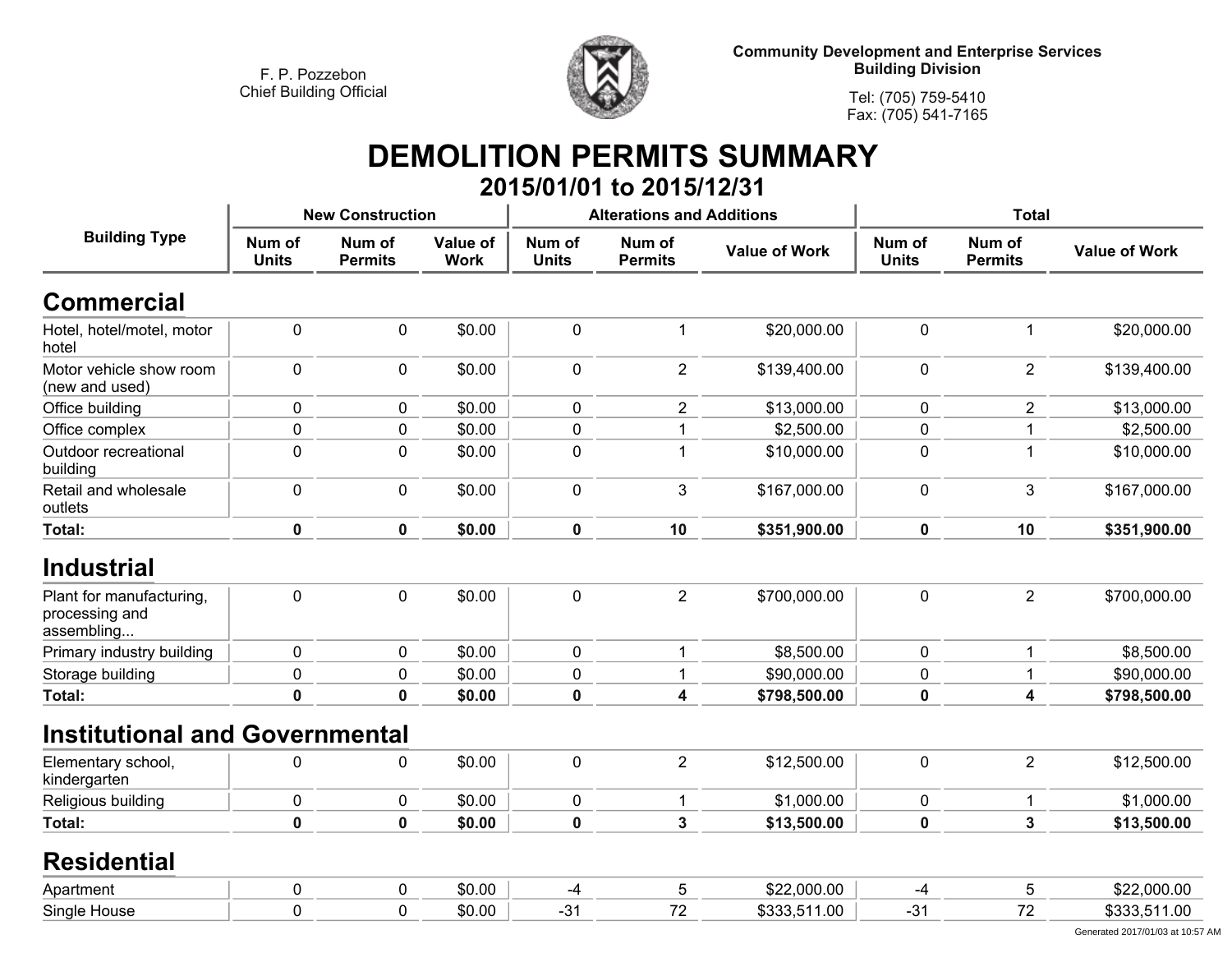F. P. Pozzebon
Chief Building Official

Community Development and Enterprise Services
Building Division

Tel: (705) 759-5410
Fax: (705) 541-7165

# DEMOLITION PERMITS SUMMARY

## 2015/01/01 to 2015/12/31

| Building Type | New Construction | | | Alterations and Additions | | | Total | | |
|---|---|---|---|---|---|---|---|---|---|
| | Num of Units | Num of Permits | Value of Work | Num of Units | Num of Permits | Value of Work | Num of Units | Num of Permits | Value of Work |
| **Commercial** | | | | | | | | | |
| Hotel, hotel/motel, motor hotel | 0 | 0 | $0.00 | 0 | 1 | $20,000.00 | 0 | 1 | $20,000.00 |
| Motor vehicle show room (new and used) | 0 | 0 | $0.00 | 0 | 2 | $139,400.00 | 0 | 2 | $139,400.00 |
| Office building | 0 | 0 | $0.00 | 0 | 2 | $13,000.00 | 0 | 2 | $13,000.00 |
| Office complex | 0 | 0 | $0.00 | 0 | 1 | $2,500.00 | 0 | 1 | $2,500.00 |
| Outdoor recreational building | 0 | 0 | $0.00 | 0 | 1 | $10,000.00 | 0 | 1 | $10,000.00 |
| Retail and wholesale outlets | 0 | 0 | $0.00 | 0 | 3 | $167,000.00 | 0 | 3 | $167,000.00 |
| **Total:** | **0** | **0** | **$0.00** | **0** | **10** | **$351,900.00** | **0** | **10** | **$351,900.00** |
| **Industrial** | | | | | | | | | |
| Plant for manufacturing, processing and assembling... | 0 | 0 | $0.00 | 0 | 2 | $700,000.00 | 0 | 2 | $700,000.00 |
| Primary industry building | 0 | 0 | $0.00 | 0 | 1 | $8,500.00 | 0 | 1 | $8,500.00 |
| Storage building | 0 | 0 | $0.00 | 0 | 1 | $90,000.00 | 0 | 1 | $90,000.00 |
| **Total:** | **0** | **0** | **$0.00** | **0** | **4** | **$798,500.00** | **0** | **4** | **$798,500.00** |
| **Institutional and Governmental** | | | | | | | | | |
| Elementary school, kindergarten | 0 | 0 | $0.00 | 0 | 2 | $12,500.00 | 0 | 2 | $12,500.00 |
| Religious building | 0 | 0 | $0.00 | 0 | 1 | $1,000.00 | 0 | 1 | $1,000.00 |
| **Total:** | **0** | **0** | **$0.00** | **0** | **3** | **$13,500.00** | **0** | **3** | **$13,500.00** |
| **Residential** | | | | | | | | | |
| Apartment | 0 | 0 | $0.00 | -4 | 5 | $22,000.00 | -4 | 5 | $22,000.00 |
| Single House | 0 | 0 | $0.00 | -31 | 72 | $333,511.00 | -31 | 72 | $333,511.00 |

Generated 2017/01/03 at 10:57 AM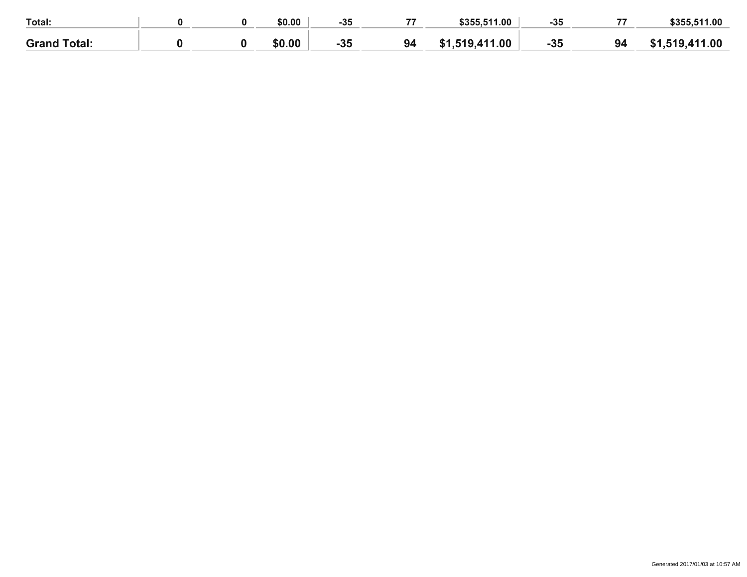| | | | | | | | | | |
|---|---|---|---|---|---|---|---|---|---|
| **Total:** | **0** | **0** | **$0.00** | **-35** | **77** | **$355,511.00** | **-35** | **77** | **$355,511.00** |
| **Grand Total:** | **0** | **0** | **$0.00** | **-35** | **94** | **$1,519,411.00** | **-35** | **94** | **$1,519,411.00** |

Generated 2017/01/03 at 10:57 AM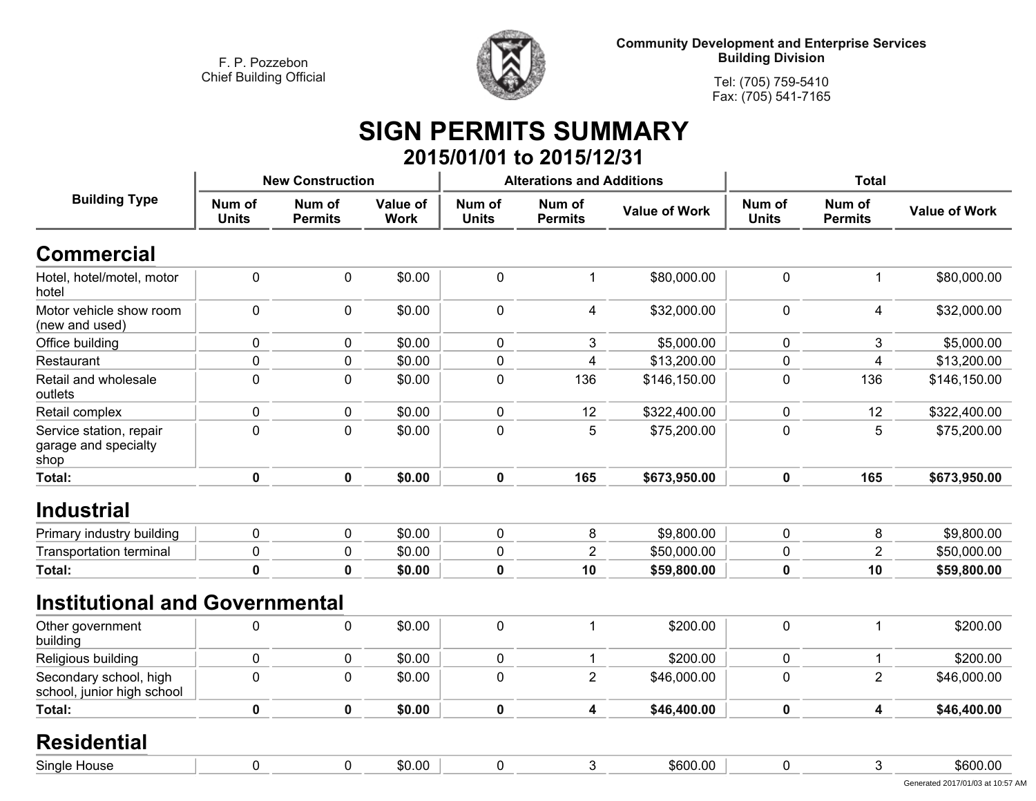F. P. Pozzebon
Chief Building Official

Community Development and Enterprise Services
Building Division

Tel: (705) 759-5410
Fax: (705) 541-7165

# SIGN PERMITS SUMMARY

## 2015/01/01 to 2015/12/31

| Building Type | New Construction | | | Alterations and Additions | | | Total | | |
|---|---|---|---|---|---|---|---|---|---|
| | Num of Units | Num of Permits | Value of Work | Num of Units | Num of Permits | Value of Work | Num of Units | Num of Permits | Value of Work |
| **Commercial** | | | | | | | | | |
| Hotel, hotel/motel, motor hotel | 0 | 0 | $0.00 | 0 | 1 | $80,000.00 | 0 | 1 | $80,000.00 |
| Motor vehicle show room (new and used) | 0 | 0 | $0.00 | 0 | 4 | $32,000.00 | 0 | 4 | $32,000.00 |
| Office building | 0 | 0 | $0.00 | 0 | 3 | $5,000.00 | 0 | 3 | $5,000.00 |
| Restaurant | 0 | 0 | $0.00 | 0 | 4 | $13,200.00 | 0 | 4 | $13,200.00 |
| Retail and wholesale outlets | 0 | 0 | $0.00 | 0 | 136 | $146,150.00 | 0 | 136 | $146,150.00 |
| Retail complex | 0 | 0 | $0.00 | 0 | 12 | $322,400.00 | 0 | 12 | $322,400.00 |
| Service station, repair garage and specialty shop | 0 | 0 | $0.00 | 0 | 5 | $75,200.00 | 0 | 5 | $75,200.00 |
| **Total:** | **0** | **0** | **$0.00** | **0** | **165** | **$673,950.00** | **0** | **165** | **$673,950.00** |
| **Industrial** | | | | | | | | | |
| Primary industry building | 0 | 0 | $0.00 | 0 | 8 | $9,800.00 | 0 | 8 | $9,800.00 |
| Transportation terminal | 0 | 0 | $0.00 | 0 | 2 | $50,000.00 | 0 | 2 | $50,000.00 |
| **Total:** | **0** | **0** | **$0.00** | **0** | **10** | **$59,800.00** | **0** | **10** | **$59,800.00** |
| **Institutional and Governmental** | | | | | | | | | |
| Other government building | 0 | 0 | $0.00 | 0 | 1 | $200.00 | 0 | 1 | $200.00 |
| Religious building | 0 | 0 | $0.00 | 0 | 1 | $200.00 | 0 | 1 | $200.00 |
| Secondary school, high school, junior high school | 0 | 0 | $0.00 | 0 | 2 | $46,000.00 | 0 | 2 | $46,000.00 |
| **Total:** | **0** | **0** | **$0.00** | **0** | **4** | **$46,400.00** | **0** | **4** | **$46,400.00** |
| **Residential** | | | | | | | | | |
| Single House | 0 | 0 | $0.00 | 0 | 3 | $600.00 | 0 | 3 | $600.00 |

Generated 2017/01/03 at 10:57 AM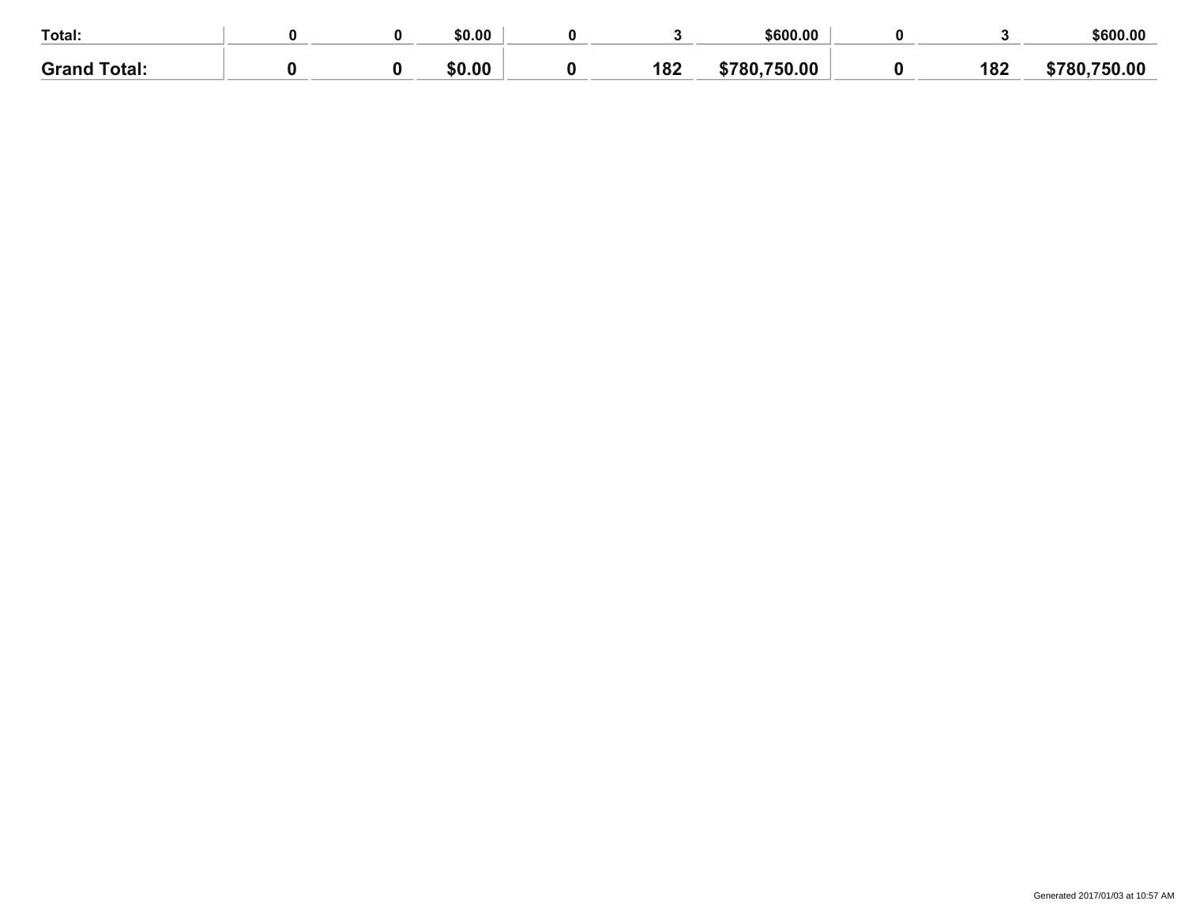| | | | | | | | | | |
|---|---|---|---|---|---|---|---|---|---|
| **Total:** | **0** | **0** | **$0.00** | **0** | **3** | **$600.00** | **0** | **3** | **$600.00** |
| **Grand Total:** | **0** | **0** | **$0.00** | **0** | **182** | **$780,750.00** | **0** | **182** | **$780,750.00** |

Generated 2017/01/03 at 10:57 AM